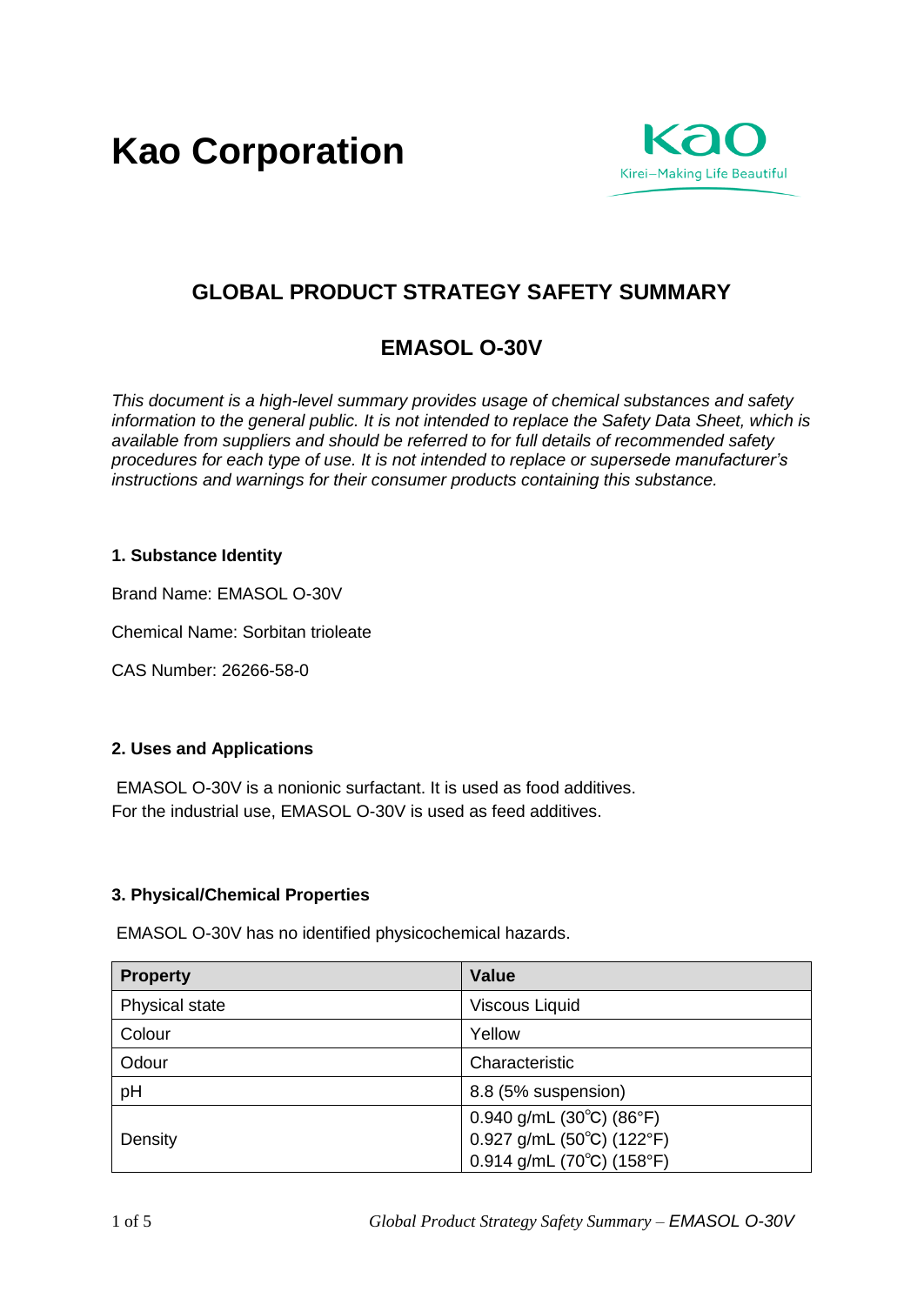# Kao Corporation

Kao
Kirei–Making Life Beautiful

## GLOBAL PRODUCT STRATEGY SAFETY SUMMARY

## EMASOL O-30V

*This document is a high-level summary provides usage of chemical substances and safety information to the general public. It is not intended to replace the Safety Data Sheet, which is available from suppliers and should be referred to for full details of recommended safety procedures for each type of use. It is not intended to replace or supersede manufacturer's instructions and warnings for their consumer products containing this substance.*

### 1. Substance Identity

Brand Name: EMASOL O-30V

Chemical Name: Sorbitan trioleate

CAS Number: 26266-58-0

### 2. Uses and Applications

EMASOL O-30V is a nonionic surfactant. It is used as food additives.
For the industrial use, EMASOL O-30V is used as feed additives.

### 3. Physical/Chemical Properties

EMASOL O-30V has no identified physicochemical hazards.

| Property | Value |
|---|---|
| Physical state | Viscous Liquid |
| Colour | Yellow |
| Odour | Characteristic |
| pH | 8.8 (5% suspension) |
| Density | 0.940 g/mL (30℃) (86°F)<br>0.927 g/mL (50℃) (122°F)<br>0.914 g/mL (70℃) (158°F) |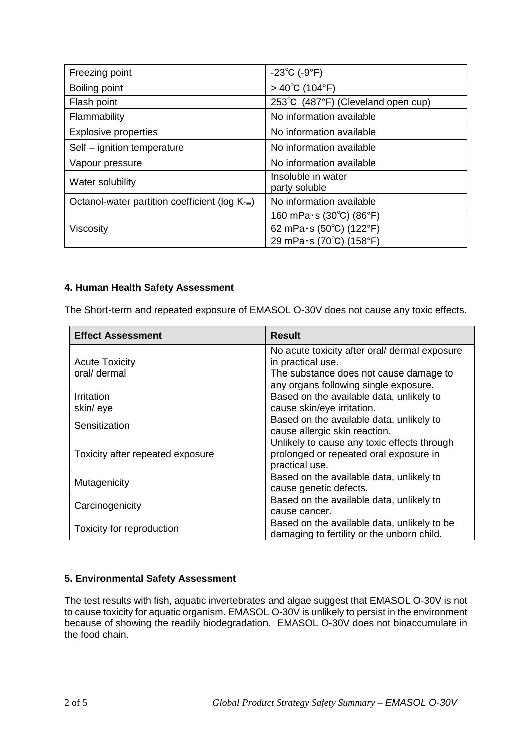| | |
|---|---|
| Freezing point | -23℃ (-9°F) |
| Boiling point | > 40℃ (104°F) |
| Flash point | 253℃ (487°F) (Cleveland open cup) |
| Flammability | No information available |
| Explosive properties | No information available |
| Self – ignition temperature | No information available |
| Vapour pressure | No information available |
| Water solubility | Insoluble in water<br>party soluble |
| Octanol-water partition coefficient (log $K_{ow}$) | No information available |
| Viscosity | 160 mPa･s (30℃) (86°F)<br>62 mPa･s (50℃) (122°F)<br>29 mPa･s (70℃) (158°F) |

**4. Human Health Safety Assessment**

The Short-term and repeated exposure of EMASOL O-30V does not cause any toxic effects.

| Effect Assessment | Result |
|---|---|
| Acute Toxicity<br>oral/ dermal | No acute toxicity after oral/ dermal exposure in practical use.<br>The substance does not cause damage to any organs following single exposure. |
| Irritation<br>skin/ eye | Based on the available data, unlikely to cause skin/eye irritation. |
| Sensitization | Based on the available data, unlikely to cause allergic skin reaction. |
| Toxicity after repeated exposure | Unlikely to cause any toxic effects through prolonged or repeated oral exposure in practical use. |
| Mutagenicity | Based on the available data, unlikely to cause genetic defects. |
| Carcinogenicity | Based on the available data, unlikely to cause cancer. |
| Toxicity for reproduction | Based on the available data, unlikely to be damaging to fertility or the unborn child. |

**5. Environmental Safety Assessment**

The test results with fish, aquatic invertebrates and algae suggest that EMASOL O-30V is not to cause toxicity for aquatic organism. EMASOL O-30V is unlikely to persist in the environment because of showing the readily biodegradation. EMASOL O-30V does not bioaccumulate in the food chain.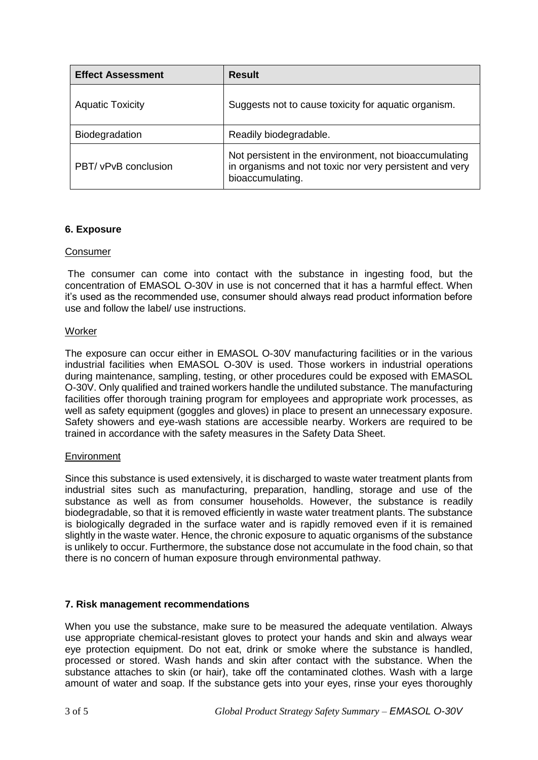| Effect Assessment | Result |
|---|---|
| Aquatic Toxicity | Suggests not to cause toxicity for aquatic organism. |
| Biodegradation | Readily biodegradable. |
| PBT/ vPvB conclusion | Not persistent in the environment, not bioaccumulating in organisms and not toxic nor very persistent and very bioaccumulating. |

## 6. Exposure

### Consumer

The consumer can come into contact with the substance in ingesting food, but the concentration of EMASOL O-30V in use is not concerned that it has a harmful effect. When it's used as the recommended use, consumer should always read product information before use and follow the label/ use instructions.

### Worker

The exposure can occur either in EMASOL O-30V manufacturing facilities or in the various industrial facilities when EMASOL O-30V is used. Those workers in industrial operations during maintenance, sampling, testing, or other procedures could be exposed with EMASOL O-30V. Only qualified and trained workers handle the undiluted substance. The manufacturing facilities offer thorough training program for employees and appropriate work processes, as well as safety equipment (goggles and gloves) in place to present an unnecessary exposure. Safety showers and eye-wash stations are accessible nearby. Workers are required to be trained in accordance with the safety measures in the Safety Data Sheet.

### Environment

Since this substance is used extensively, it is discharged to waste water treatment plants from industrial sites such as manufacturing, preparation, handling, storage and use of the substance as well as from consumer households. However, the substance is readily biodegradable, so that it is removed efficiently in waste water treatment plants. The substance is biologically degraded in the surface water and is rapidly removed even if it is remained slightly in the waste water. Hence, the chronic exposure to aquatic organisms of the substance is unlikely to occur. Furthermore, the substance dose not accumulate in the food chain, so that there is no concern of human exposure through environmental pathway.

## 7. Risk management recommendations

When you use the substance, make sure to be measured the adequate ventilation. Always use appropriate chemical-resistant gloves to protect your hands and skin and always wear eye protection equipment. Do not eat, drink or smoke where the substance is handled, processed or stored. Wash hands and skin after contact with the substance. When the substance attaches to skin (or hair), take off the contaminated clothes. Wash with a large amount of water and soap. If the substance gets into your eyes, rinse your eyes thoroughly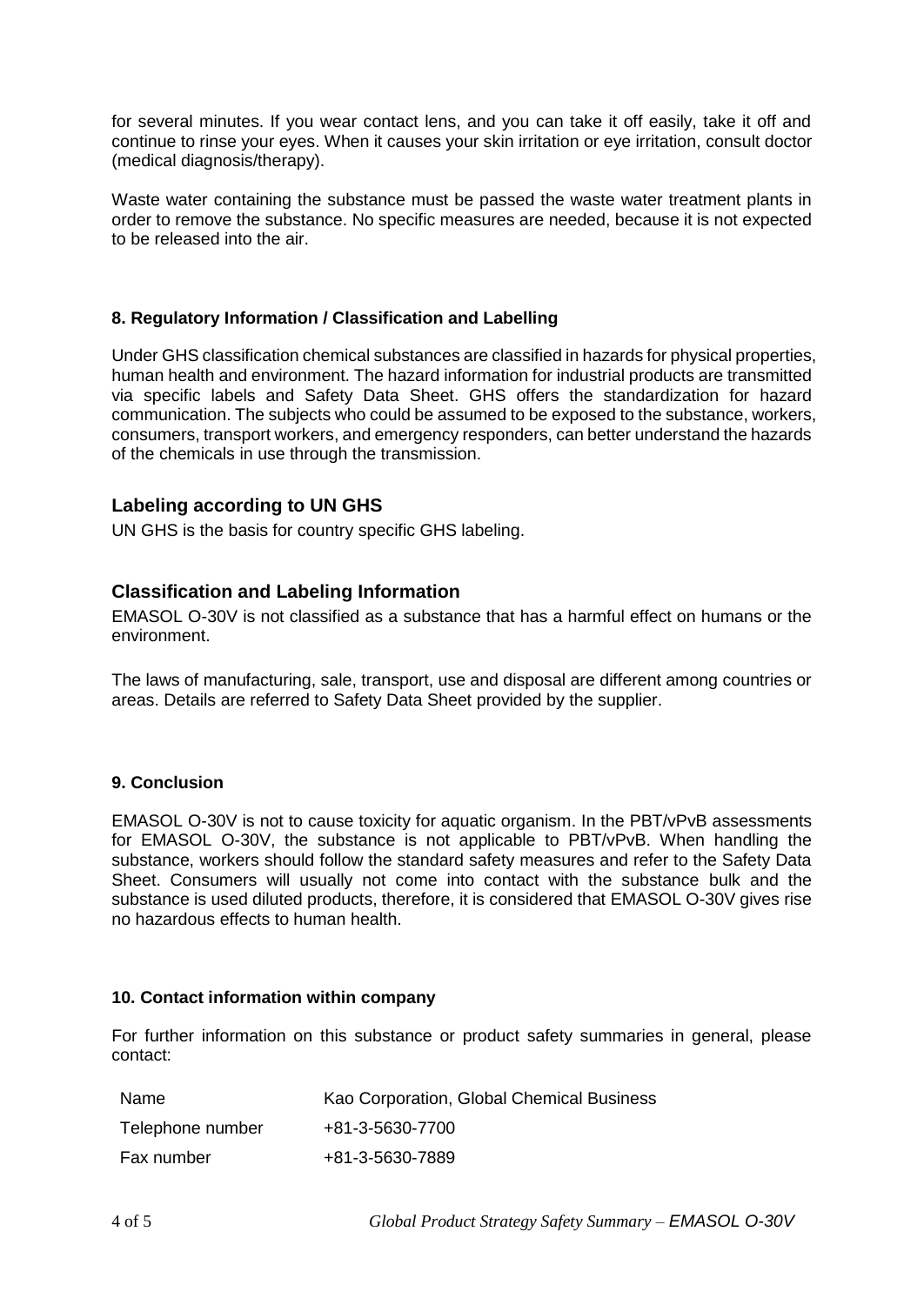for several minutes. If you wear contact lens, and you can take it off easily, take it off and continue to rinse your eyes. When it causes your skin irritation or eye irritation, consult doctor (medical diagnosis/therapy).

Waste water containing the substance must be passed the waste water treatment plants in order to remove the substance. No specific measures are needed, because it is not expected to be released into the air.

**8. Regulatory Information / Classification and Labelling**

Under GHS classification chemical substances are classified in hazards for physical properties, human health and environment. The hazard information for industrial products are transmitted via specific labels and Safety Data Sheet. GHS offers the standardization for hazard communication. The subjects who could be assumed to be exposed to the substance, workers, consumers, transport workers, and emergency responders, can better understand the hazards of the chemicals in use through the transmission.

## Labeling according to UN GHS

UN GHS is the basis for country specific GHS labeling.

## Classification and Labeling Information

EMASOL O-30V is not classified as a substance that has a harmful effect on humans or the environment.

The laws of manufacturing, sale, transport, use and disposal are different among countries or areas. Details are referred to Safety Data Sheet provided by the supplier.

**9. Conclusion**

EMASOL O-30V is not to cause toxicity for aquatic organism. In the PBT/vPvB assessments for EMASOL O-30V, the substance is not applicable to PBT/vPvB. When handling the substance, workers should follow the standard safety measures and refer to the Safety Data Sheet. Consumers will usually not come into contact with the substance bulk and the substance is used diluted products, therefore, it is considered that EMASOL O-30V gives rise no hazardous effects to human health.

**10. Contact information within company**

For further information on this substance or product safety summaries in general, please contact:

| | |
|---|---|
| Name | Kao Corporation, Global Chemical Business |
| Telephone number | +81-3-5630-7700 |
| Fax number | +81-3-5630-7889 |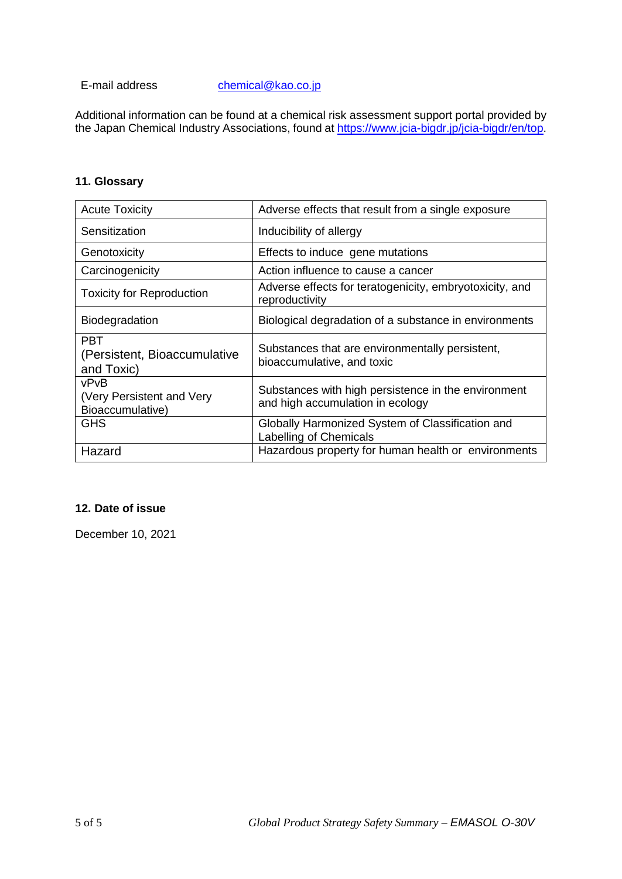E-mail address chemical@kao.co.jp

Additional information can be found at a chemical risk assessment support portal provided by the Japan Chemical Industry Associations, found at https://www.jcia-bigdr.jp/jcia-bigdr/en/top.

## 11. Glossary

| | |
|---|---|
| Acute Toxicity | Adverse effects that result from a single exposure |
| Sensitization | Inducibility of allergy |
| Genotoxicity | Effects to induce gene mutations |
| Carcinogenicity | Action influence to cause a cancer |
| Toxicity for Reproduction | Adverse effects for teratogenicity, embryotoxicity, and reproductivity |
| Biodegradation | Biological degradation of a substance in environments |
| PBT (Persistent, Bioaccumulative and Toxic) | Substances that are environmentally persistent, bioaccumulative, and toxic |
| vPvB (Very Persistent and Very Bioaccumulative) | Substances with high persistence in the environment and high accumulation in ecology |
| GHS | Globally Harmonized System of Classification and Labelling of Chemicals |
| Hazard | Hazardous property for human health or environments |

## 12. Date of issue

December 10, 2021